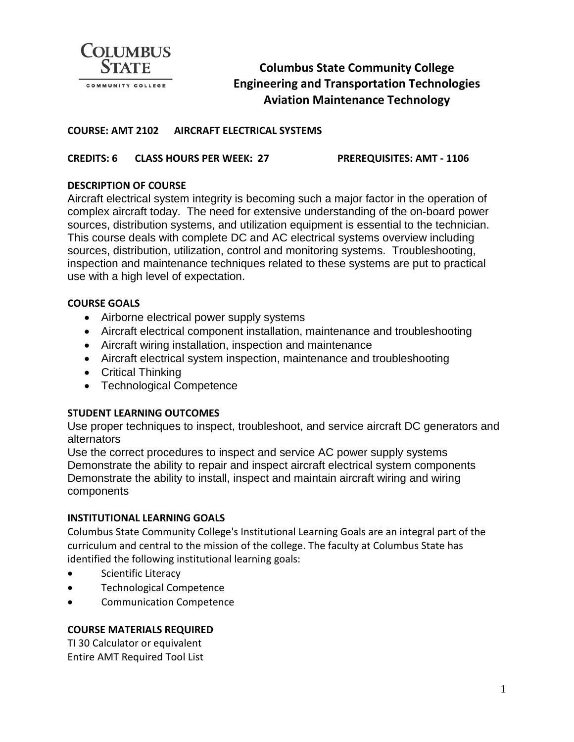# Columbus State Community College
## Engineering and Transportation Technologies
## Aviation Maintenance Technology

**COURSE: AMT 2102 AIRCRAFT ELECTRICAL SYSTEMS**

**CREDITS: 6 CLASS HOURS PER WEEK: 27 PREREQUISITES: AMT - 1106**

**DESCRIPTION OF COURSE**

Aircraft electrical system integrity is becoming such a major factor in the operation of complex aircraft today. The need for extensive understanding of the on-board power sources, distribution systems, and utilization equipment is essential to the technician. This course deals with complete DC and AC electrical systems overview including sources, distribution, utilization, control and monitoring systems. Troubleshooting, inspection and maintenance techniques related to these systems are put to practical use with a high level of expectation.

**COURSE GOALS**

- Airborne electrical power supply systems
- Aircraft electrical component installation, maintenance and troubleshooting
- Aircraft wiring installation, inspection and maintenance
- Aircraft electrical system inspection, maintenance and troubleshooting
- Critical Thinking
- Technological Competence

**STUDENT LEARNING OUTCOMES**

Use proper techniques to inspect, troubleshoot, and service aircraft DC generators and alternators

Use the correct procedures to inspect and service AC power supply systems

Demonstrate the ability to repair and inspect aircraft electrical system components

Demonstrate the ability to install, inspect and maintain aircraft wiring and wiring components

**INSTITUTIONAL LEARNING GOALS**

Columbus State Community College's Institutional Learning Goals are an integral part of the curriculum and central to the mission of the college. The faculty at Columbus State has identified the following institutional learning goals:

- Scientific Literacy
- Technological Competence
- Communication Competence

**COURSE MATERIALS REQUIRED**

TI 30 Calculator or equivalent

Entire AMT Required Tool List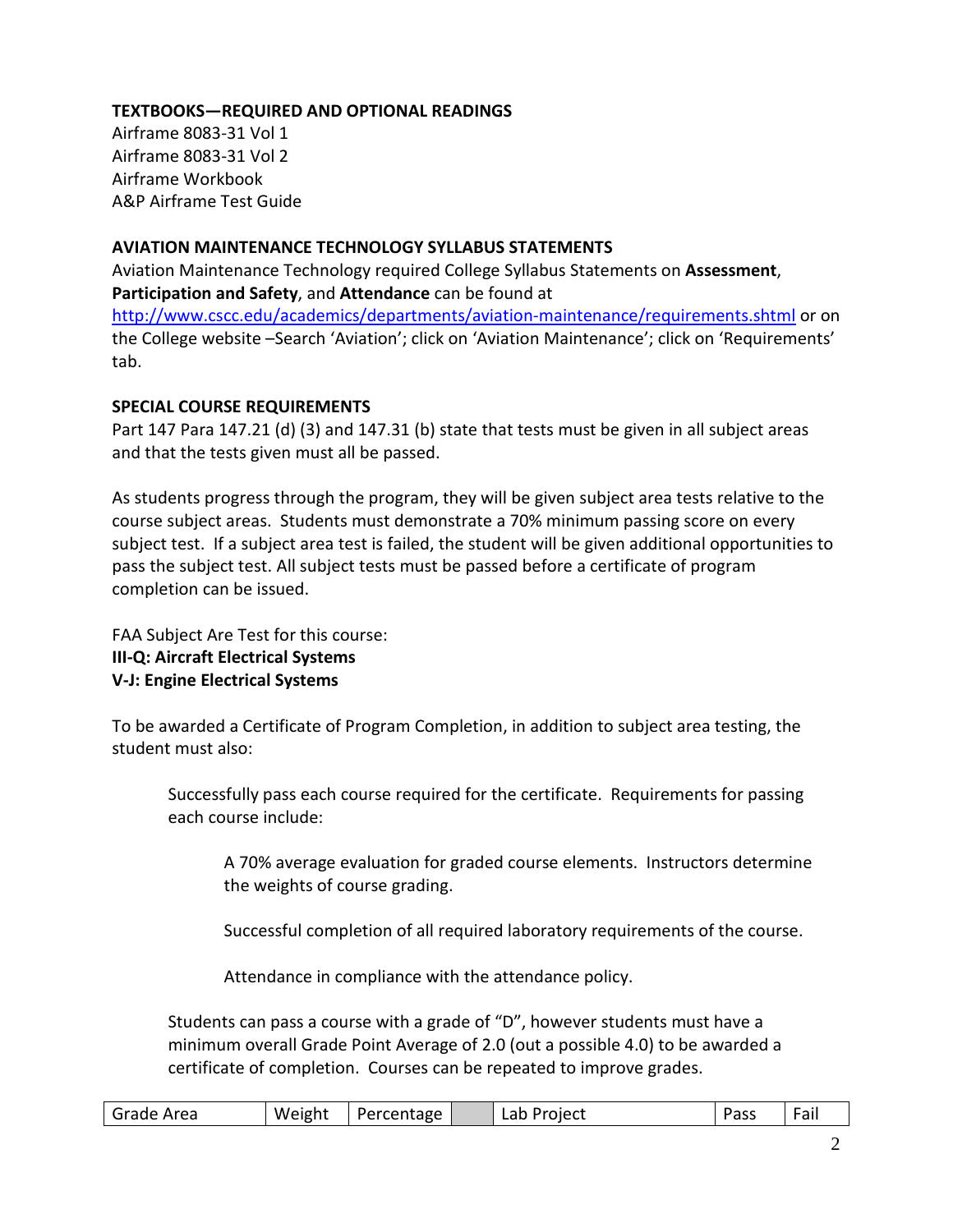**TEXTBOOKS—REQUIRED AND OPTIONAL READINGS**

Airframe 8083-31 Vol 1
Airframe 8083-31 Vol 2
Airframe Workbook
A&P Airframe Test Guide

**AVIATION MAINTENANCE TECHNOLOGY SYLLABUS STATEMENTS**

Aviation Maintenance Technology required College Syllabus Statements on **Assessment**, **Participation and Safety**, and **Attendance** can be found at http://www.cscc.edu/academics/departments/aviation-maintenance/requirements.shtml or on the College website –Search 'Aviation'; click on 'Aviation Maintenance'; click on 'Requirements' tab.

**SPECIAL COURSE REQUIREMENTS**

Part 147 Para 147.21 (d) (3) and 147.31 (b) state that tests must be given in all subject areas and that the tests given must all be passed.

As students progress through the program, they will be given subject area tests relative to the course subject areas. Students must demonstrate a 70% minimum passing score on every subject test. If a subject area test is failed, the student will be given additional opportunities to pass the subject test. All subject tests must be passed before a certificate of program completion can be issued.

FAA Subject Are Test for this course:
**III-Q: Aircraft Electrical Systems**
**V-J: Engine Electrical Systems**

To be awarded a Certificate of Program Completion, in addition to subject area testing, the student must also:

> Successfully pass each course required for the certificate. Requirements for passing each course include:
>
> > A 70% average evaluation for graded course elements. Instructors determine the weights of course grading.
> >
> > Successful completion of all required laboratory requirements of the course.
> >
> > Attendance in compliance with the attendance policy.
>
> Students can pass a course with a grade of "D", however students must have a minimum overall Grade Point Average of 2.0 (out a possible 4.0) to be awarded a certificate of completion. Courses can be repeated to improve grades.

| Grade Area | Weight | Percentage | | Lab Project | Pass | Fail |
|---|---|---|---|---|---|---|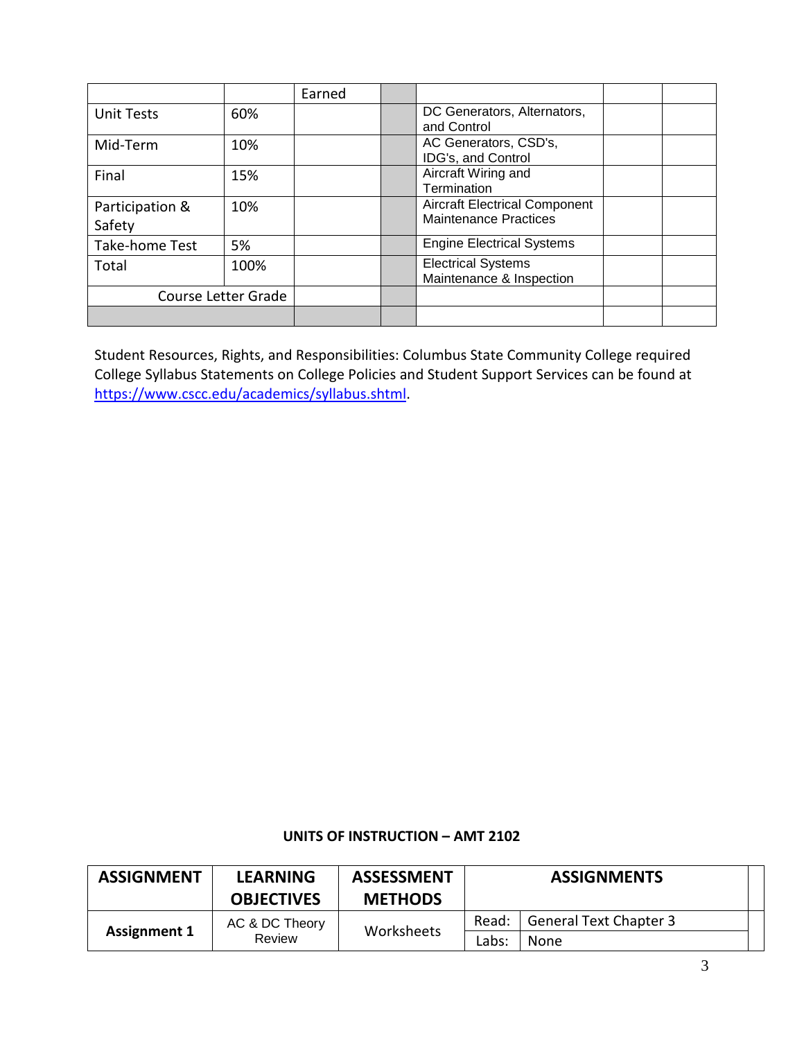| | | Earned | | | | |
|---|---|---|---|---|---|---|
| Unit Tests | 60% | | | DC Generators, Alternators, and Control | | |
| Mid-Term | 10% | | | AC Generators, CSD's, IDG's, and Control | | |
| Final | 15% | | | Aircraft Wiring and Termination | | |
| Participation & Safety | 10% | | | Aircraft Electrical Component Maintenance Practices | | |
| Take-home Test | 5% | | | Engine Electrical Systems | | |
| Total | 100% | | | Electrical Systems Maintenance & Inspection | | |
| Course Letter Grade | | | | | | |
| | | | | | | |

Student Resources, Rights, and Responsibilities: Columbus State Community College required College Syllabus Statements on College Policies and Student Support Services can be found at https://www.cscc.edu/academics/syllabus.shtml.

**UNITS OF INSTRUCTION – AMT 2102**

| ASSIGNMENT | LEARNING OBJECTIVES | ASSESSMENT METHODS | ASSIGNMENTS | |
|---|---|---|---|---|
| **Assignment 1** | AC & DC Theory Review | Worksheets | Read: | General Text Chapter 3 |
| | | | Labs: | None |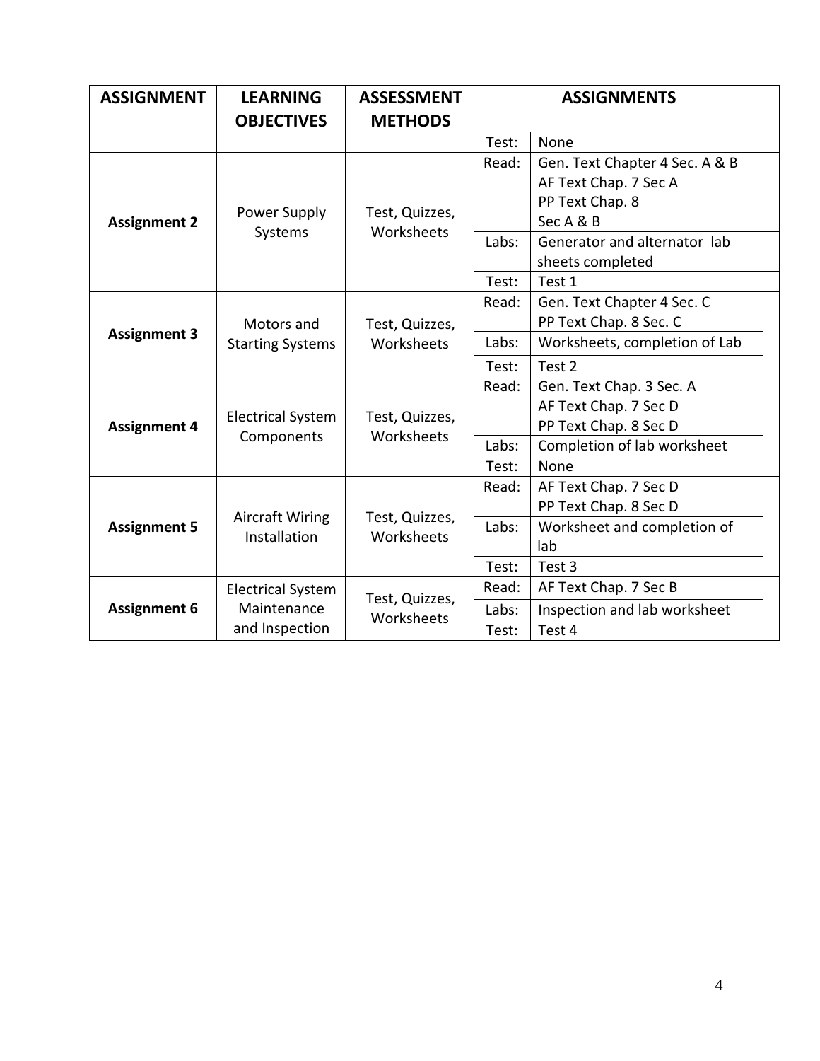| ASSIGNMENT | LEARNING OBJECTIVES | ASSESSMENT METHODS | ASSIGNMENTS | |
|---|---|---|---|---|
| | | | Test: | None |
| **Assignment 2** | Power Supply Systems | Test, Quizzes, Worksheets | Read: | Gen. Text Chapter 4 Sec. A & B<br>AF Text Chap. 7 Sec A<br>PP Text Chap. 8<br>Sec A & B |
| | | | Labs: | Generator and alternator lab sheets completed |
| | | | Test: | Test 1 |
| **Assignment 3** | Motors and Starting Systems | Test, Quizzes, Worksheets | Read: | Gen. Text Chapter 4 Sec. C<br>PP Text Chap. 8 Sec. C |
| | | | Labs: | Worksheets, completion of Lab |
| | | | Test: | Test 2 |
| **Assignment 4** | Electrical System Components | Test, Quizzes, Worksheets | Read: | Gen. Text Chap. 3 Sec. A<br>AF Text Chap. 7 Sec D<br>PP Text Chap. 8 Sec D |
| | | | Labs: | Completion of lab worksheet |
| | | | Test: | None |
| **Assignment 5** | Aircraft Wiring Installation | Test, Quizzes, Worksheets | Read: | AF Text Chap. 7 Sec D<br>PP Text Chap. 8 Sec D |
| | | | Labs: | Worksheet and completion of lab |
| | | | Test: | Test 3 |
| **Assignment 6** | Electrical System Maintenance and Inspection | Test, Quizzes, Worksheets | Read: | AF Text Chap. 7 Sec B |
| | | | Labs: | Inspection and lab worksheet |
| | | | Test: | Test 4 |